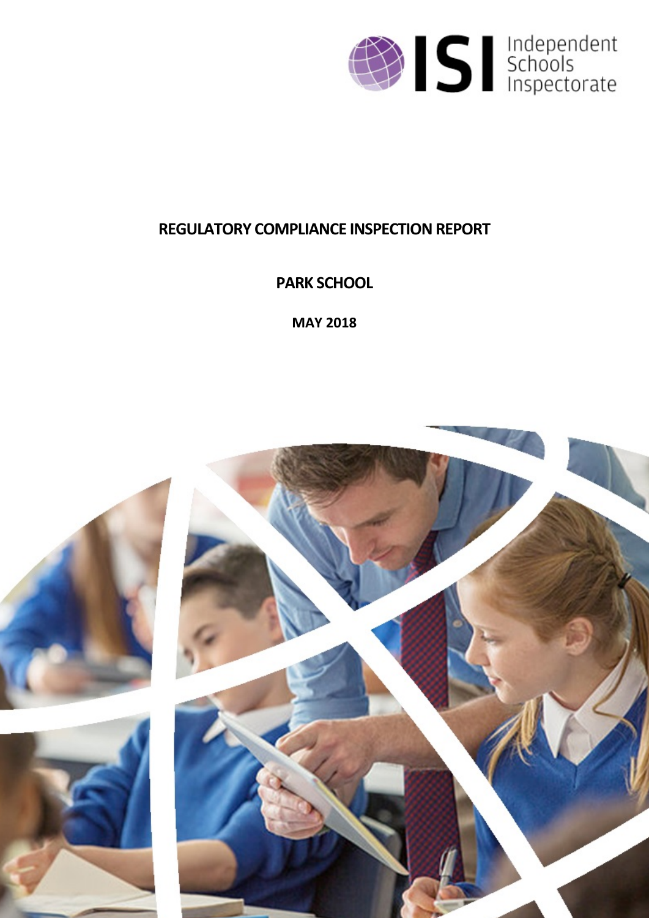ISI Independent Schools Inspectorate

# REGULATORY COMPLIANCE INSPECTION REPORT

## PARK SCHOOL

**MAY 2018**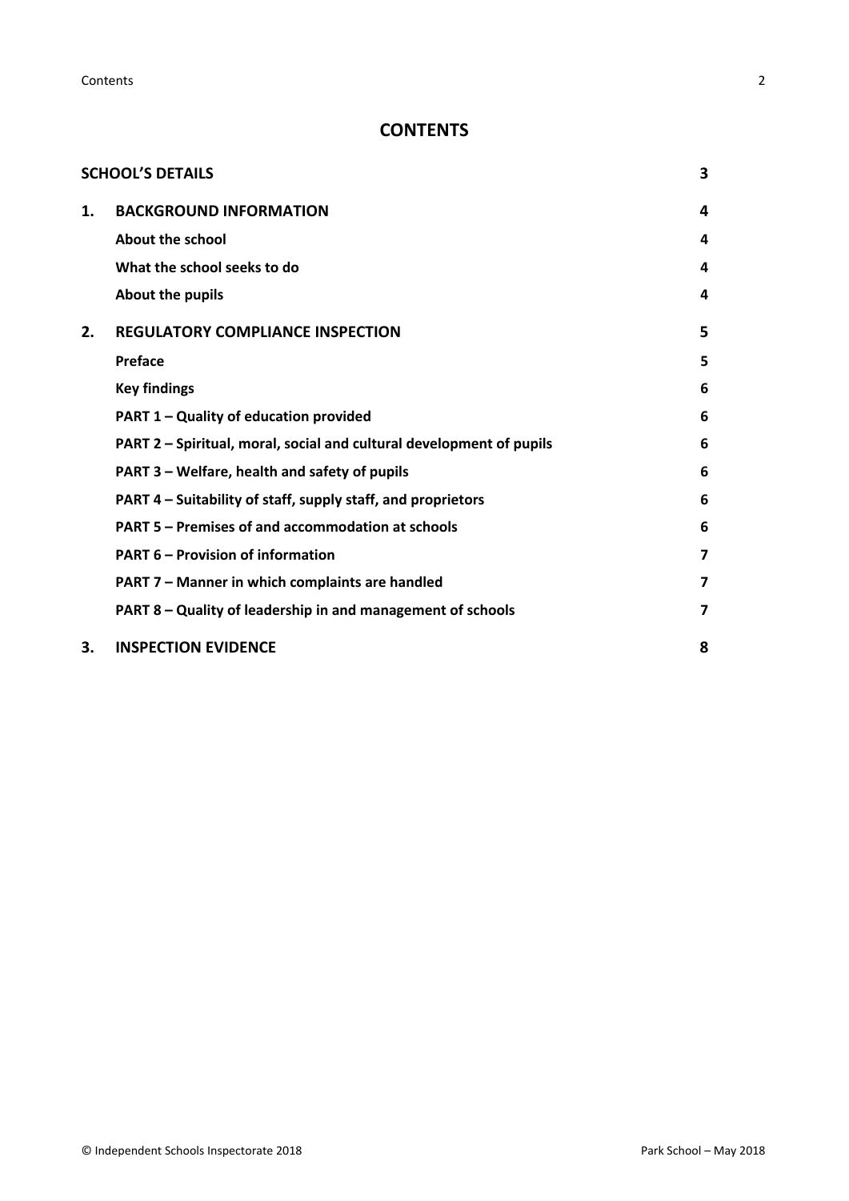# CONTENTS

| | | |
|---|---|---|
| **SCHOOL'S DETAILS** | | **3** |
| **1.** | **BACKGROUND INFORMATION** | **4** |
| | **About the school** | **4** |
| | **What the school seeks to do** | **4** |
| | **About the pupils** | **4** |
| **2.** | **REGULATORY COMPLIANCE INSPECTION** | **5** |
| | **Preface** | **5** |
| | **Key findings** | **6** |
| | **PART 1 – Quality of education provided** | **6** |
| | **PART 2 – Spiritual, moral, social and cultural development of pupils** | **6** |
| | **PART 3 – Welfare, health and safety of pupils** | **6** |
| | **PART 4 – Suitability of staff, supply staff, and proprietors** | **6** |
| | **PART 5 – Premises of and accommodation at schools** | **6** |
| | **PART 6 – Provision of information** | **7** |
| | **PART 7 – Manner in which complaints are handled** | **7** |
| | **PART 8 – Quality of leadership in and management of schools** | **7** |
| **3.** | **INSPECTION EVIDENCE** | **8** |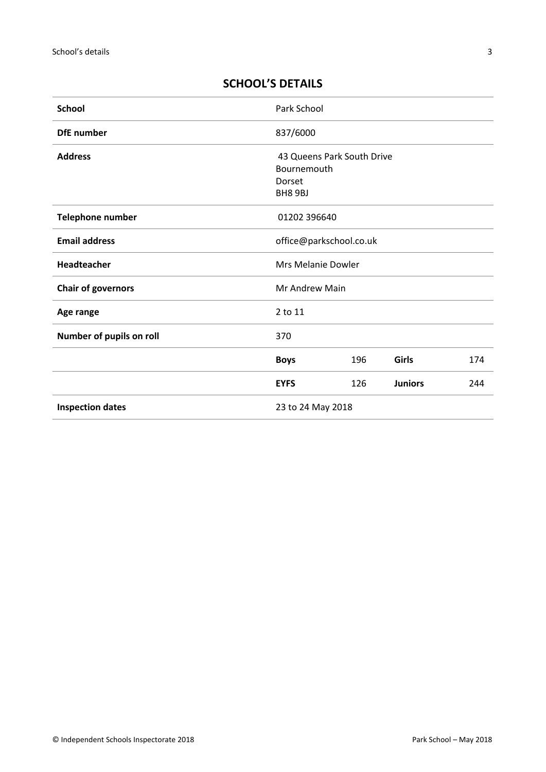## SCHOOL'S DETAILS

| | | | | |
|---|---|---|---|---|
| **School** | Park School | | | |
| **DfE number** | 837/6000 | | | |
| **Address** | 43 Queens Park South Drive<br>Bournemouth<br>Dorset<br>BH8 9BJ | | | |
| **Telephone number** | 01202 396640 | | | |
| **Email address** | office@parkschool.co.uk | | | |
| **Headteacher** | Mrs Melanie Dowler | | | |
| **Chair of governors** | Mr Andrew Main | | | |
| **Age range** | 2 to 11 | | | |
| **Number of pupils on roll** | 370 | | | |
| | **Boys** | 196 | **Girls** | 174 |
| | **EYFS** | 126 | **Juniors** | 244 |
| **Inspection dates** | 23 to 24 May 2018 | | | |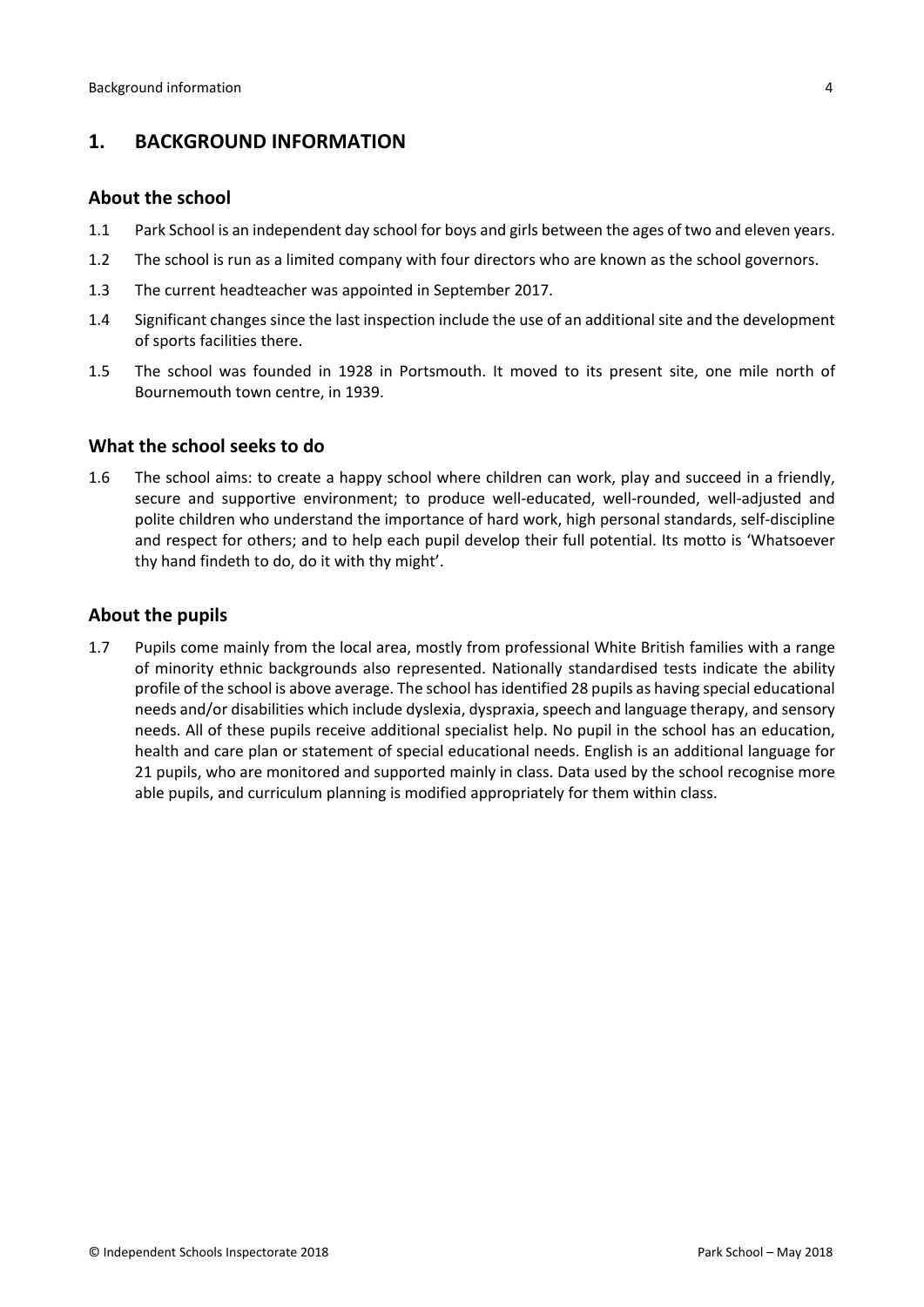## 1. BACKGROUND INFORMATION

### About the school

1.1 Park School is an independent day school for boys and girls between the ages of two and eleven years.

1.2 The school is run as a limited company with four directors who are known as the school governors.

1.3 The current headteacher was appointed in September 2017.

1.4 Significant changes since the last inspection include the use of an additional site and the development of sports facilities there.

1.5 The school was founded in 1928 in Portsmouth. It moved to its present site, one mile north of Bournemouth town centre, in 1939.

### What the school seeks to do

1.6 The school aims: to create a happy school where children can work, play and succeed in a friendly, secure and supportive environment; to produce well-educated, well-rounded, well-adjusted and polite children who understand the importance of hard work, high personal standards, self-discipline and respect for others; and to help each pupil develop their full potential. Its motto is 'Whatsoever thy hand findeth to do, do it with thy might'.

### About the pupils

1.7 Pupils come mainly from the local area, mostly from professional White British families with a range of minority ethnic backgrounds also represented. Nationally standardised tests indicate the ability profile of the school is above average. The school has identified 28 pupils as having special educational needs and/or disabilities which include dyslexia, dyspraxia, speech and language therapy, and sensory needs. All of these pupils receive additional specialist help. No pupil in the school has an education, health and care plan or statement of special educational needs. English is an additional language for 21 pupils, who are monitored and supported mainly in class. Data used by the school recognise more able pupils, and curriculum planning is modified appropriately for them within class.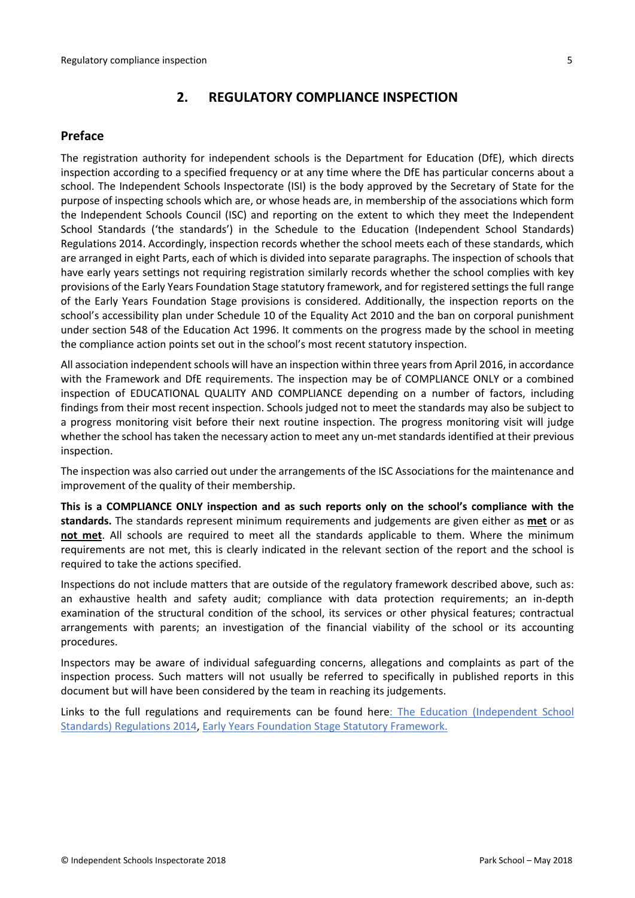## 2. REGULATORY COMPLIANCE INSPECTION

### Preface

The registration authority for independent schools is the Department for Education (DfE), which directs inspection according to a specified frequency or at any time where the DfE has particular concerns about a school. The Independent Schools Inspectorate (ISI) is the body approved by the Secretary of State for the purpose of inspecting schools which are, or whose heads are, in membership of the associations which form the Independent Schools Council (ISC) and reporting on the extent to which they meet the Independent School Standards ('the standards') in the Schedule to the Education (Independent School Standards) Regulations 2014. Accordingly, inspection records whether the school meets each of these standards, which are arranged in eight Parts, each of which is divided into separate paragraphs. The inspection of schools that have early years settings not requiring registration similarly records whether the school complies with key provisions of the Early Years Foundation Stage statutory framework, and for registered settings the full range of the Early Years Foundation Stage provisions is considered. Additionally, the inspection reports on the school's accessibility plan under Schedule 10 of the Equality Act 2010 and the ban on corporal punishment under section 548 of the Education Act 1996. It comments on the progress made by the school in meeting the compliance action points set out in the school's most recent statutory inspection.

All association independent schools will have an inspection within three years from April 2016, in accordance with the Framework and DfE requirements. The inspection may be of COMPLIANCE ONLY or a combined inspection of EDUCATIONAL QUALITY AND COMPLIANCE depending on a number of factors, including findings from their most recent inspection. Schools judged not to meet the standards may also be subject to a progress monitoring visit before their next routine inspection. The progress monitoring visit will judge whether the school has taken the necessary action to meet any un-met standards identified at their previous inspection.

The inspection was also carried out under the arrangements of the ISC Associations for the maintenance and improvement of the quality of their membership.

**This is a COMPLIANCE ONLY inspection and as such reports only on the school's compliance with the standards.** The standards represent minimum requirements and judgements are given either as **met** or as **not met**. All schools are required to meet all the standards applicable to them. Where the minimum requirements are not met, this is clearly indicated in the relevant section of the report and the school is required to take the actions specified.

Inspections do not include matters that are outside of the regulatory framework described above, such as: an exhaustive health and safety audit; compliance with data protection requirements; an in-depth examination of the structural condition of the school, its services or other physical features; contractual arrangements with parents; an investigation of the financial viability of the school or its accounting procedures.

Inspectors may be aware of individual safeguarding concerns, allegations and complaints as part of the inspection process. Such matters will not usually be referred to specifically in published reports in this document but will have been considered by the team in reaching its judgements.

Links to the full regulations and requirements can be found here: The Education (Independent School Standards) Regulations 2014, Early Years Foundation Stage Statutory Framework.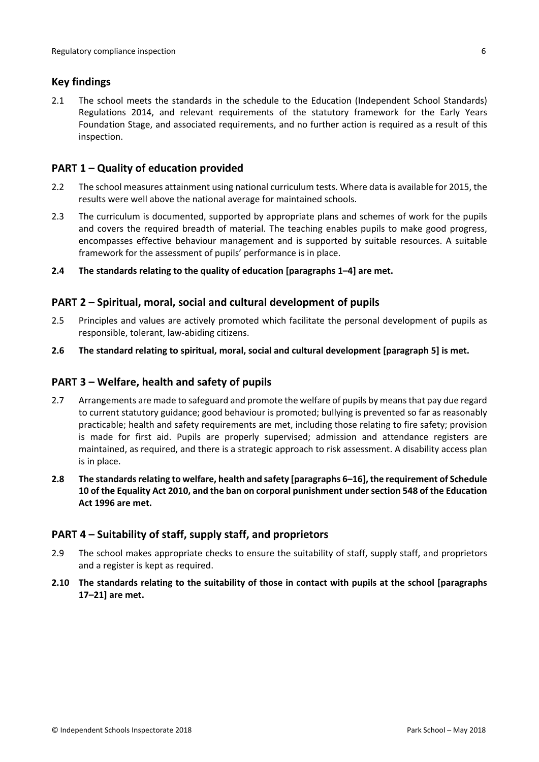## Key findings

2.1 The school meets the standards in the schedule to the Education (Independent School Standards) Regulations 2014, and relevant requirements of the statutory framework for the Early Years Foundation Stage, and associated requirements, and no further action is required as a result of this inspection.

## PART 1 – Quality of education provided

2.2 The school measures attainment using national curriculum tests. Where data is available for 2015, the results were well above the national average for maintained schools.

2.3 The curriculum is documented, supported by appropriate plans and schemes of work for the pupils and covers the required breadth of material. The teaching enables pupils to make good progress, encompasses effective behaviour management and is supported by suitable resources. A suitable framework for the assessment of pupils' performance is in place.

**2.4 The standards relating to the quality of education [paragraphs 1–4] are met.**

## PART 2 – Spiritual, moral, social and cultural development of pupils

2.5 Principles and values are actively promoted which facilitate the personal development of pupils as responsible, tolerant, law-abiding citizens.

**2.6 The standard relating to spiritual, moral, social and cultural development [paragraph 5] is met.**

## PART 3 – Welfare, health and safety of pupils

2.7 Arrangements are made to safeguard and promote the welfare of pupils by means that pay due regard to current statutory guidance; good behaviour is promoted; bullying is prevented so far as reasonably practicable; health and safety requirements are met, including those relating to fire safety; provision is made for first aid. Pupils are properly supervised; admission and attendance registers are maintained, as required, and there is a strategic approach to risk assessment. A disability access plan is in place.

**2.8 The standards relating to welfare, health and safety [paragraphs 6–16], the requirement of Schedule 10 of the Equality Act 2010, and the ban on corporal punishment under section 548 of the Education Act 1996 are met.**

## PART 4 – Suitability of staff, supply staff, and proprietors

2.9 The school makes appropriate checks to ensure the suitability of staff, supply staff, and proprietors and a register is kept as required.

**2.10 The standards relating to the suitability of those in contact with pupils at the school [paragraphs 17–21] are met.**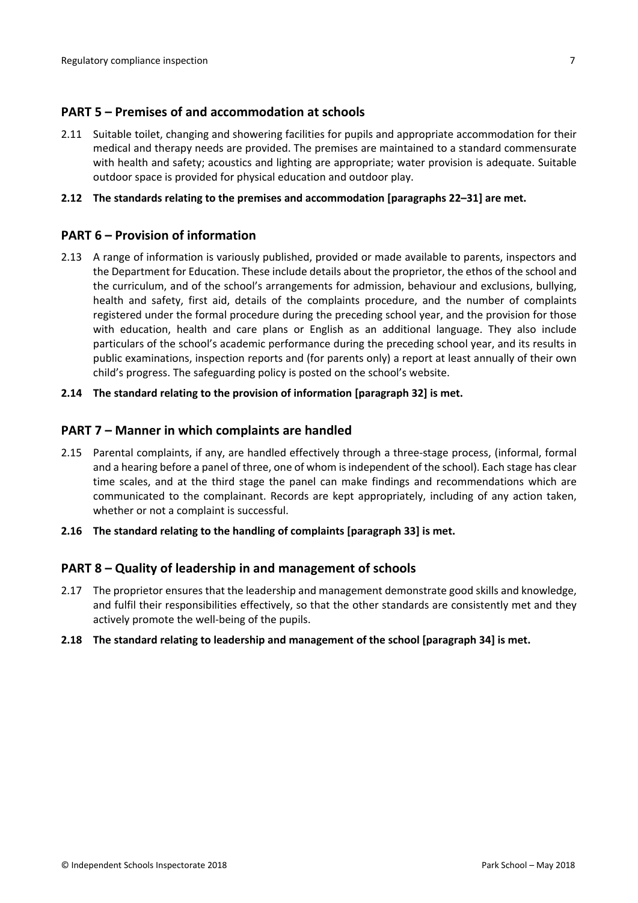## PART 5 – Premises of and accommodation at schools

2.11 Suitable toilet, changing and showering facilities for pupils and appropriate accommodation for their medical and therapy needs are provided. The premises are maintained to a standard commensurate with health and safety; acoustics and lighting are appropriate; water provision is adequate. Suitable outdoor space is provided for physical education and outdoor play.

**2.12 The standards relating to the premises and accommodation [paragraphs 22–31] are met.**

## PART 6 – Provision of information

2.13 A range of information is variously published, provided or made available to parents, inspectors and the Department for Education. These include details about the proprietor, the ethos of the school and the curriculum, and of the school's arrangements for admission, behaviour and exclusions, bullying, health and safety, first aid, details of the complaints procedure, and the number of complaints registered under the formal procedure during the preceding school year, and the provision for those with education, health and care plans or English as an additional language. They also include particulars of the school's academic performance during the preceding school year, and its results in public examinations, inspection reports and (for parents only) a report at least annually of their own child's progress. The safeguarding policy is posted on the school's website.

**2.14 The standard relating to the provision of information [paragraph 32] is met.**

## PART 7 – Manner in which complaints are handled

2.15 Parental complaints, if any, are handled effectively through a three-stage process, (informal, formal and a hearing before a panel of three, one of whom is independent of the school). Each stage has clear time scales, and at the third stage the panel can make findings and recommendations which are communicated to the complainant. Records are kept appropriately, including of any action taken, whether or not a complaint is successful.

**2.16 The standard relating to the handling of complaints [paragraph 33] is met.**

## PART 8 – Quality of leadership in and management of schools

2.17 The proprietor ensures that the leadership and management demonstrate good skills and knowledge, and fulfil their responsibilities effectively, so that the other standards are consistently met and they actively promote the well-being of the pupils.

**2.18 The standard relating to leadership and management of the school [paragraph 34] is met.**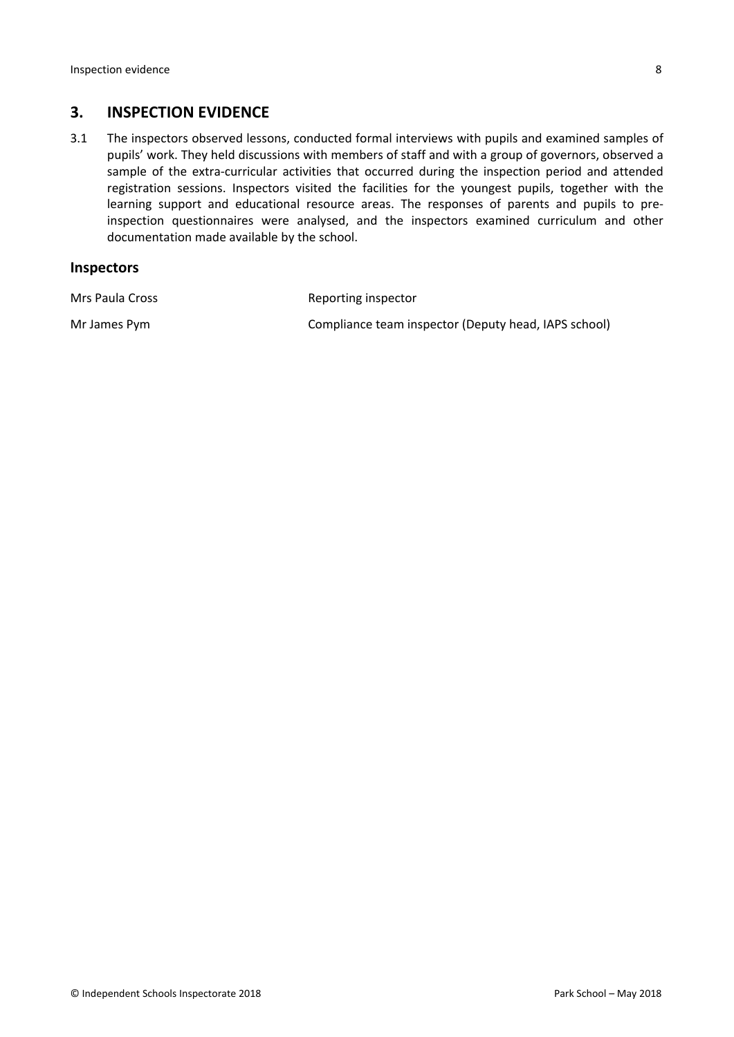## 3. INSPECTION EVIDENCE

3.1 The inspectors observed lessons, conducted formal interviews with pupils and examined samples of pupils' work. They held discussions with members of staff and with a group of governors, observed a sample of the extra-curricular activities that occurred during the inspection period and attended registration sessions. Inspectors visited the facilities for the youngest pupils, together with the learning support and educational resource areas. The responses of parents and pupils to pre-inspection questionnaires were analysed, and the inspectors examined curriculum and other documentation made available by the school.

### Inspectors

| | |
|---|---|
| Mrs Paula Cross | Reporting inspector |
| Mr James Pym | Compliance team inspector (Deputy head, IAPS school) |